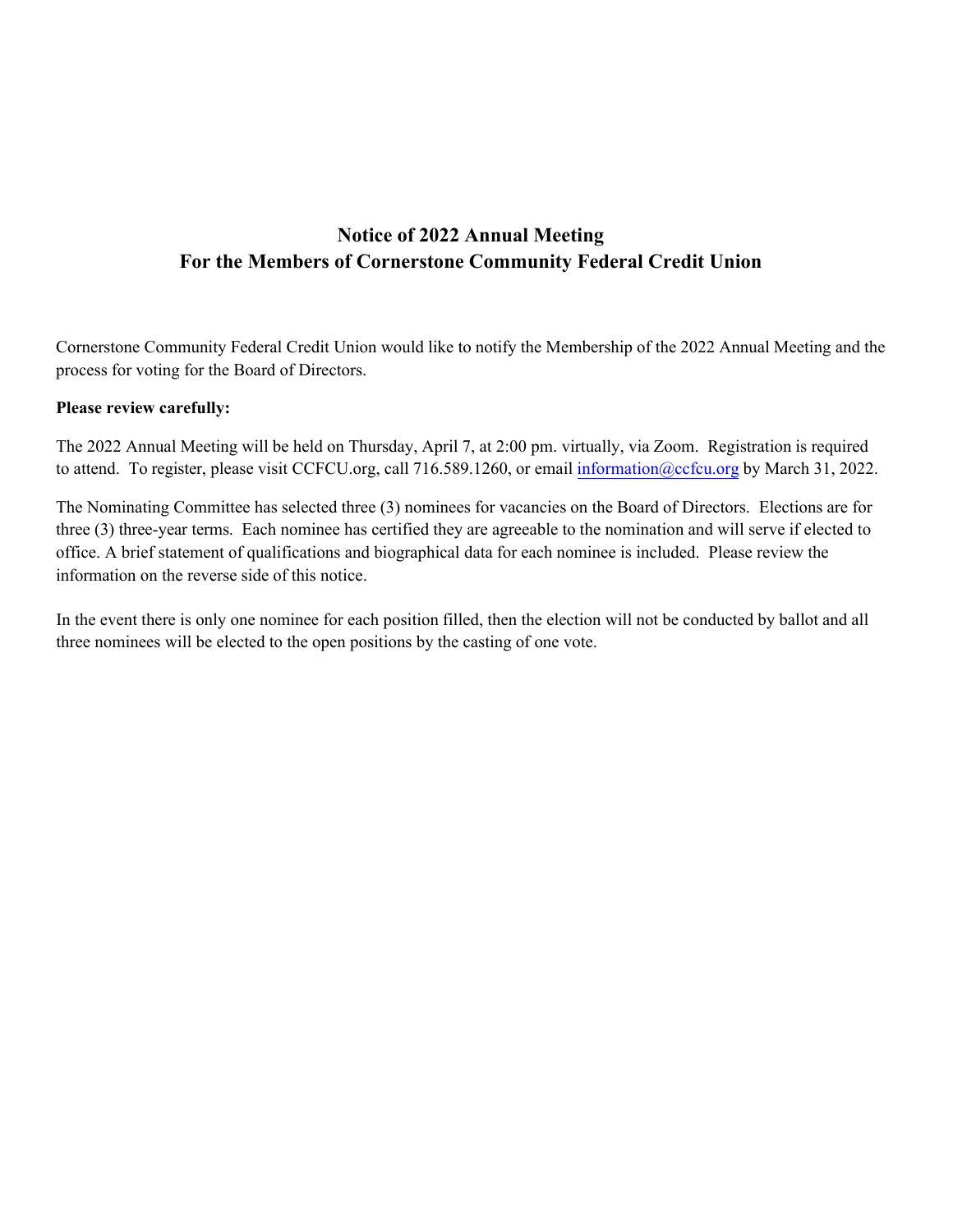# Notice of 2022 Annual Meeting
# For the Members of Cornerstone Community Federal Credit Union

Cornerstone Community Federal Credit Union would like to notify the Membership of the 2022 Annual Meeting and the process for voting for the Board of Directors.

**Please review carefully:**

The 2022 Annual Meeting will be held on Thursday, April 7, at 2:00 pm. virtually, via Zoom. Registration is required to attend. To register, please visit CCFCU.org, call 716.589.1260, or email information@ccfcu.org by March 31, 2022.

The Nominating Committee has selected three (3) nominees for vacancies on the Board of Directors. Elections are for three (3) three-year terms. Each nominee has certified they are agreeable to the nomination and will serve if elected to office. A brief statement of qualifications and biographical data for each nominee is included. Please review the information on the reverse side of this notice.

In the event there is only one nominee for each position filled, then the election will not be conducted by ballot and all three nominees will be elected to the open positions by the casting of one vote.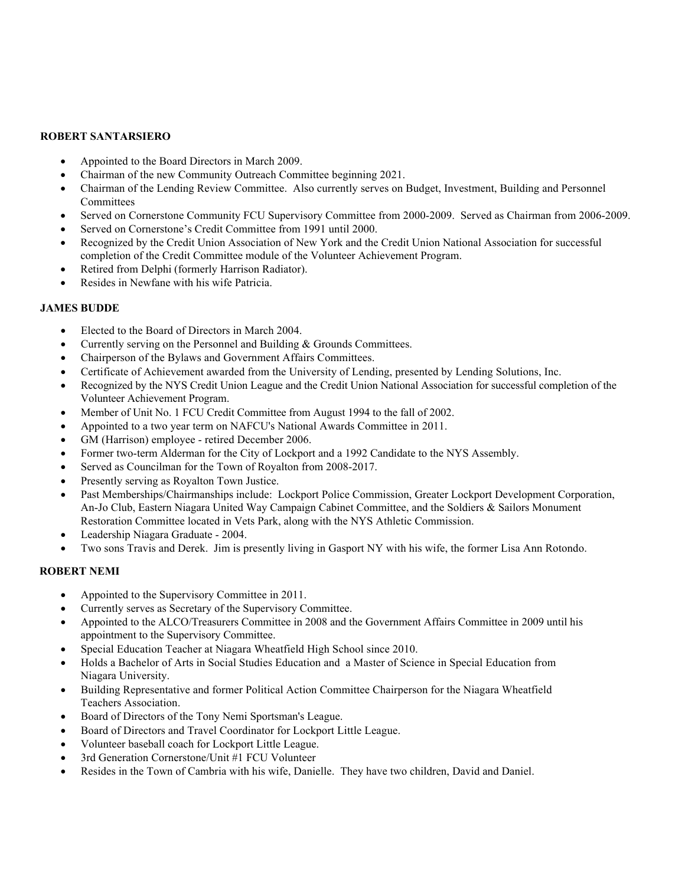**ROBERT SANTARSIERO**

- Appointed to the Board Directors in March 2009.
- Chairman of the new Community Outreach Committee beginning 2021.
- Chairman of the Lending Review Committee. Also currently serves on Budget, Investment, Building and Personnel Committees
- Served on Cornerstone Community FCU Supervisory Committee from 2000-2009. Served as Chairman from 2006-2009.
- Served on Cornerstone's Credit Committee from 1991 until 2000.
- Recognized by the Credit Union Association of New York and the Credit Union National Association for successful completion of the Credit Committee module of the Volunteer Achievement Program.
- Retired from Delphi (formerly Harrison Radiator).
- Resides in Newfane with his wife Patricia.

**JAMES BUDDE**

- Elected to the Board of Directors in March 2004.
- Currently serving on the Personnel and Building & Grounds Committees.
- Chairperson of the Bylaws and Government Affairs Committees.
- Certificate of Achievement awarded from the University of Lending, presented by Lending Solutions, Inc.
- Recognized by the NYS Credit Union League and the Credit Union National Association for successful completion of the Volunteer Achievement Program.
- Member of Unit No. 1 FCU Credit Committee from August 1994 to the fall of 2002.
- Appointed to a two year term on NAFCU's National Awards Committee in 2011.
- GM (Harrison) employee - retired December 2006.
- Former two-term Alderman for the City of Lockport and a 1992 Candidate to the NYS Assembly.
- Served as Councilman for the Town of Royalton from 2008-2017.
- Presently serving as Royalton Town Justice.
- Past Memberships/Chairmanships include: Lockport Police Commission, Greater Lockport Development Corporation, An-Jo Club, Eastern Niagara United Way Campaign Cabinet Committee, and the Soldiers & Sailors Monument Restoration Committee located in Vets Park, along with the NYS Athletic Commission.
- Leadership Niagara Graduate - 2004.
- Two sons Travis and Derek. Jim is presently living in Gasport NY with his wife, the former Lisa Ann Rotondo.

**ROBERT NEMI**

- Appointed to the Supervisory Committee in 2011.
- Currently serves as Secretary of the Supervisory Committee.
- Appointed to the ALCO/Treasurers Committee in 2008 and the Government Affairs Committee in 2009 until his appointment to the Supervisory Committee.
- Special Education Teacher at Niagara Wheatfield High School since 2010.
- Holds a Bachelor of Arts in Social Studies Education and a Master of Science in Special Education from Niagara University.
- Building Representative and former Political Action Committee Chairperson for the Niagara Wheatfield Teachers Association.
- Board of Directors of the Tony Nemi Sportsman's League.
- Board of Directors and Travel Coordinator for Lockport Little League.
- Volunteer baseball coach for Lockport Little League.
- 3rd Generation Cornerstone/Unit #1 FCU Volunteer
- Resides in the Town of Cambria with his wife, Danielle. They have two children, David and Daniel.